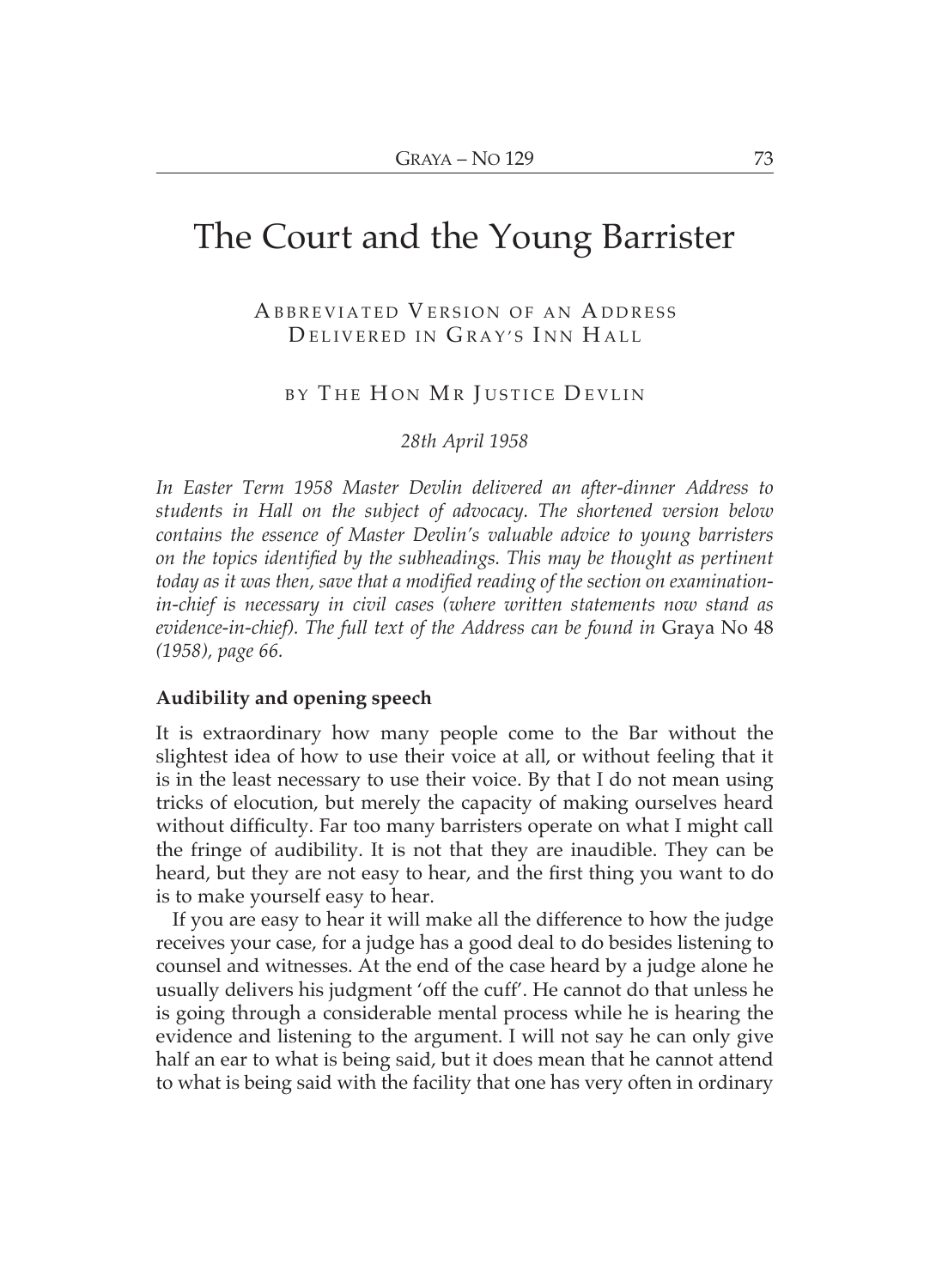# The Court and the Young Barrister

## Abbreviated Version of an Address Delivered in Gray's Inn Hall

### by The Hon Mr Justice Devlin

*28th April 1958*

*In Easter Term 1958 Master Devlin delivered an after-dinner Address to students in Hall on the subject of advocacy. The shortened version below contains the essence of Master Devlin's valuable advice to young barristers on the topics identified by the subheadings. This may be thought as pertinent today as it was then, save that a modified reading of the section on examination-in-chief is necessary in civil cases (where written statements now stand as evidence-in-chief). The full text of the Address can be found in* Graya No 48 *(1958), page 66.*

**Audibility and opening speech**

It is extraordinary how many people come to the Bar without the slightest idea of how to use their voice at all, or without feeling that it is in the least necessary to use their voice. By that I do not mean using tricks of elocution, but merely the capacity of making ourselves heard without difficulty. Far too many barristers operate on what I might call the fringe of audibility. It is not that they are inaudible. They can be heard, but they are not easy to hear, and the first thing you want to do is to make yourself easy to hear.

If you are easy to hear it will make all the difference to how the judge receives your case, for a judge has a good deal to do besides listening to counsel and witnesses. At the end of the case heard by a judge alone he usually delivers his judgment 'off the cuff'. He cannot do that unless he is going through a considerable mental process while he is hearing the evidence and listening to the argument. I will not say he can only give half an ear to what is being said, but it does mean that he cannot attend to what is being said with the facility that one has very often in ordinary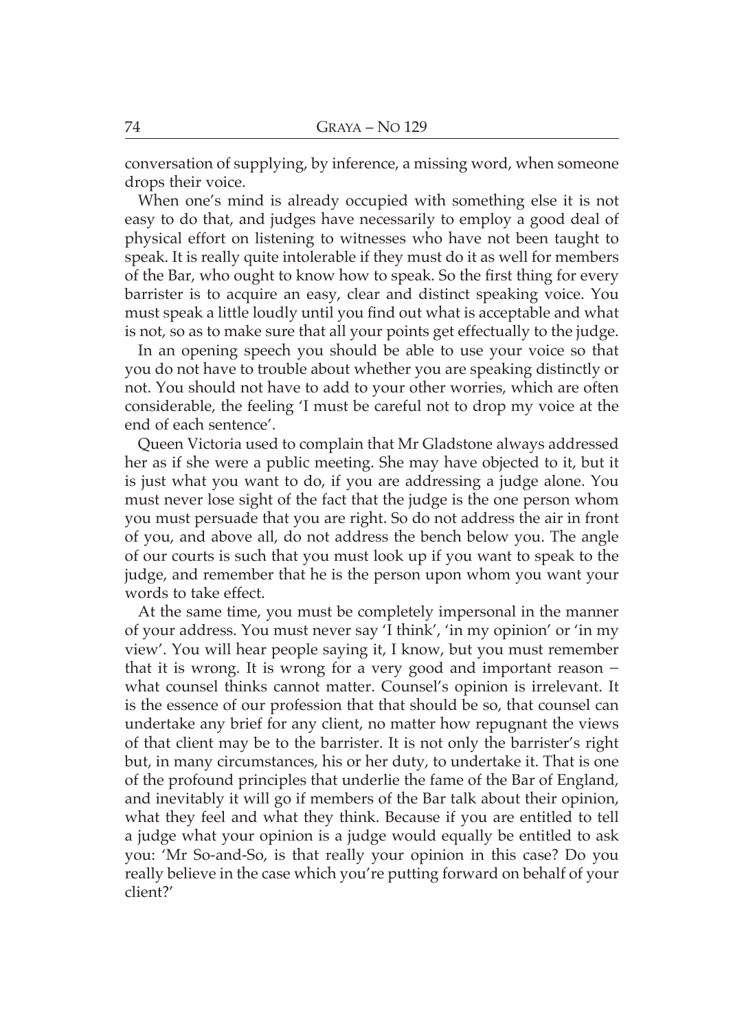conversation of supplying, by inference, a missing word, when someone drops their voice.

When one's mind is already occupied with something else it is not easy to do that, and judges have necessarily to employ a good deal of physical effort on listening to witnesses who have not been taught to speak. It is really quite intolerable if they must do it as well for members of the Bar, who ought to know how to speak. So the first thing for every barrister is to acquire an easy, clear and distinct speaking voice. You must speak a little loudly until you find out what is acceptable and what is not, so as to make sure that all your points get effectually to the judge.

In an opening speech you should be able to use your voice so that you do not have to trouble about whether you are speaking distinctly or not. You should not have to add to your other worries, which are often considerable, the feeling 'I must be careful not to drop my voice at the end of each sentence'.

Queen Victoria used to complain that Mr Gladstone always addressed her as if she were a public meeting. She may have objected to it, but it is just what you want to do, if you are addressing a judge alone. You must never lose sight of the fact that the judge is the one person whom you must persuade that you are right. So do not address the air in front of you, and above all, do not address the bench below you. The angle of our courts is such that you must look up if you want to speak to the judge, and remember that he is the person upon whom you want your words to take effect.

At the same time, you must be completely impersonal in the manner of your address. You must never say 'I think', 'in my opinion' or 'in my view'. You will hear people saying it, I know, but you must remember that it is wrong. It is wrong for a very good and important reason – what counsel thinks cannot matter. Counsel's opinion is irrelevant. It is the essence of our profession that that should be so, that counsel can undertake any brief for any client, no matter how repugnant the views of that client may be to the barrister. It is not only the barrister's right but, in many circumstances, his or her duty, to undertake it. That is one of the profound principles that underlie the fame of the Bar of England, and inevitably it will go if members of the Bar talk about their opinion, what they feel and what they think. Because if you are entitled to tell a judge what your opinion is a judge would equally be entitled to ask you: 'Mr So-and-So, is that really your opinion in this case? Do you really believe in the case which you're putting forward on behalf of your client?'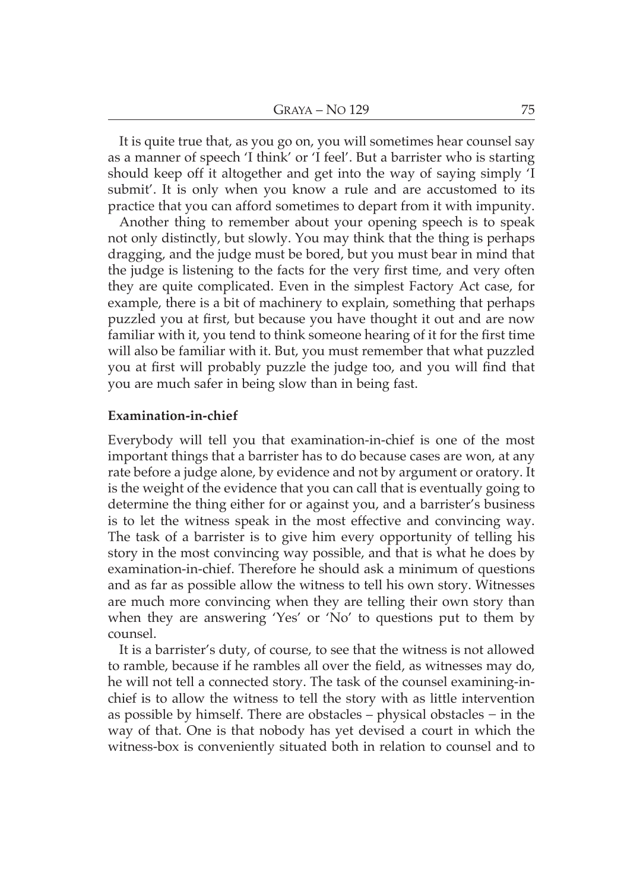It is quite true that, as you go on, you will sometimes hear counsel say as a manner of speech 'I think' or 'I feel'. But a barrister who is starting should keep off it altogether and get into the way of saying simply 'I submit'. It is only when you know a rule and are accustomed to its practice that you can afford sometimes to depart from it with impunity.

Another thing to remember about your opening speech is to speak not only distinctly, but slowly. You may think that the thing is perhaps dragging, and the judge must be bored, but you must bear in mind that the judge is listening to the facts for the very first time, and very often they are quite complicated. Even in the simplest Factory Act case, for example, there is a bit of machinery to explain, something that perhaps puzzled you at first, but because you have thought it out and are now familiar with it, you tend to think someone hearing of it for the first time will also be familiar with it. But, you must remember that what puzzled you at first will probably puzzle the judge too, and you will find that you are much safer in being slow than in being fast.

**Examination-in-chief**

Everybody will tell you that examination-in-chief is one of the most important things that a barrister has to do because cases are won, at any rate before a judge alone, by evidence and not by argument or oratory. It is the weight of the evidence that you can call that is eventually going to determine the thing either for or against you, and a barrister's business is to let the witness speak in the most effective and convincing way. The task of a barrister is to give him every opportunity of telling his story in the most convincing way possible, and that is what he does by examination-in-chief. Therefore he should ask a minimum of questions and as far as possible allow the witness to tell his own story. Witnesses are much more convincing when they are telling their own story than when they are answering 'Yes' or 'No' to questions put to them by counsel.

It is a barrister's duty, of course, to see that the witness is not allowed to ramble, because if he rambles all over the field, as witnesses may do, he will not tell a connected story. The task of the counsel examining-in-chief is to allow the witness to tell the story with as little intervention as possible by himself. There are obstacles – physical obstacles – in the way of that. One is that nobody has yet devised a court in which the witness-box is conveniently situated both in relation to counsel and to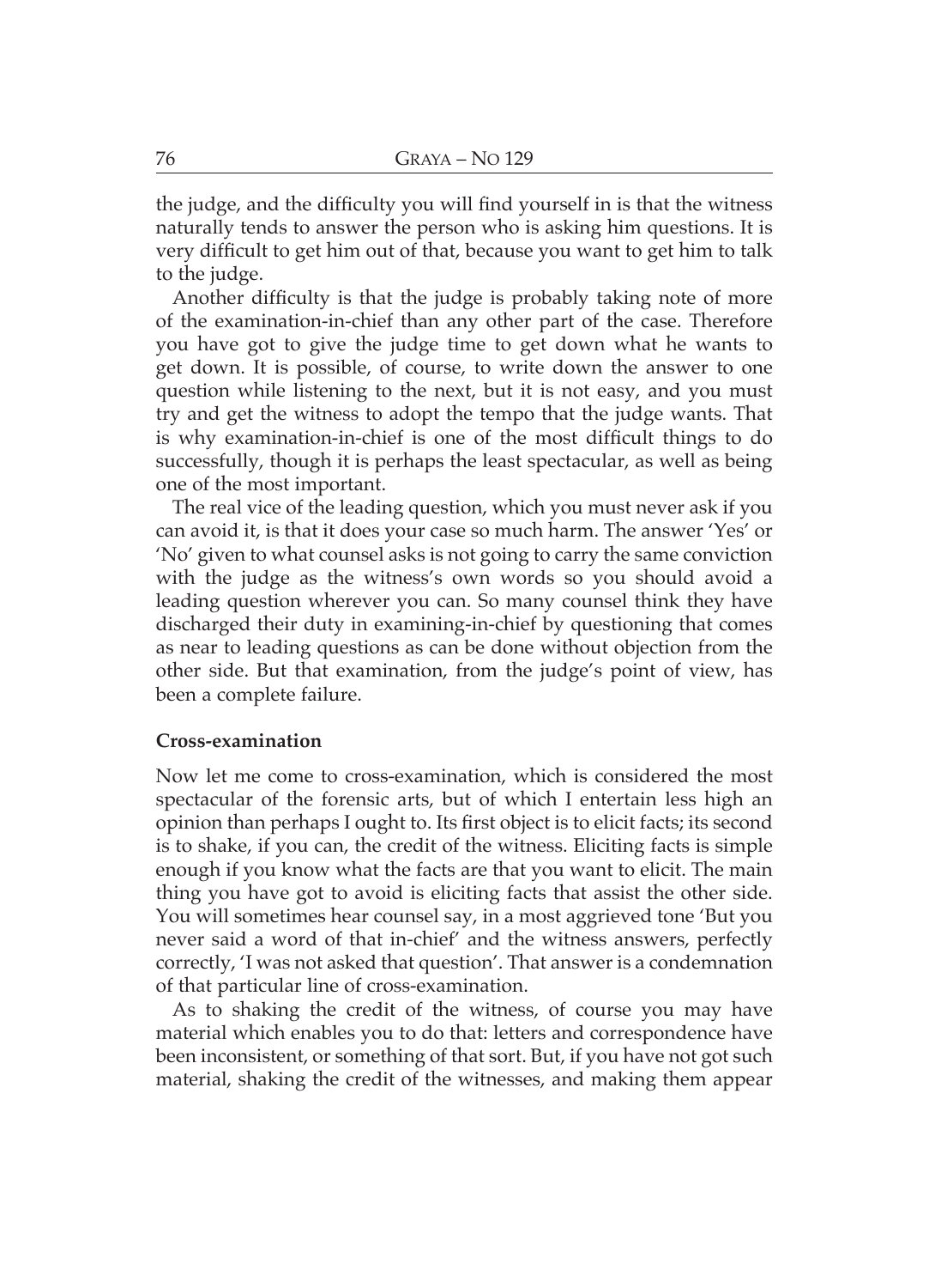the judge, and the difficulty you will find yourself in is that the witness naturally tends to answer the person who is asking him questions. It is very difficult to get him out of that, because you want to get him to talk to the judge.

Another difficulty is that the judge is probably taking note of more of the examination-in-chief than any other part of the case. Therefore you have got to give the judge time to get down what he wants to get down. It is possible, of course, to write down the answer to one question while listening to the next, but it is not easy, and you must try and get the witness to adopt the tempo that the judge wants. That is why examination-in-chief is one of the most difficult things to do successfully, though it is perhaps the least spectacular, as well as being one of the most important.

The real vice of the leading question, which you must never ask if you can avoid it, is that it does your case so much harm. The answer 'Yes' or 'No' given to what counsel asks is not going to carry the same conviction with the judge as the witness's own words so you should avoid a leading question wherever you can. So many counsel think they have discharged their duty in examining-in-chief by questioning that comes as near to leading questions as can be done without objection from the other side. But that examination, from the judge's point of view, has been a complete failure.

**Cross-examination**

Now let me come to cross-examination, which is considered the most spectacular of the forensic arts, but of which I entertain less high an opinion than perhaps I ought to. Its first object is to elicit facts; its second is to shake, if you can, the credit of the witness. Eliciting facts is simple enough if you know what the facts are that you want to elicit. The main thing you have got to avoid is eliciting facts that assist the other side. You will sometimes hear counsel say, in a most aggrieved tone 'But you never said a word of that in-chief' and the witness answers, perfectly correctly, 'I was not asked that question'. That answer is a condemnation of that particular line of cross-examination.

As to shaking the credit of the witness, of course you may have material which enables you to do that: letters and correspondence have been inconsistent, or something of that sort. But, if you have not got such material, shaking the credit of the witnesses, and making them appear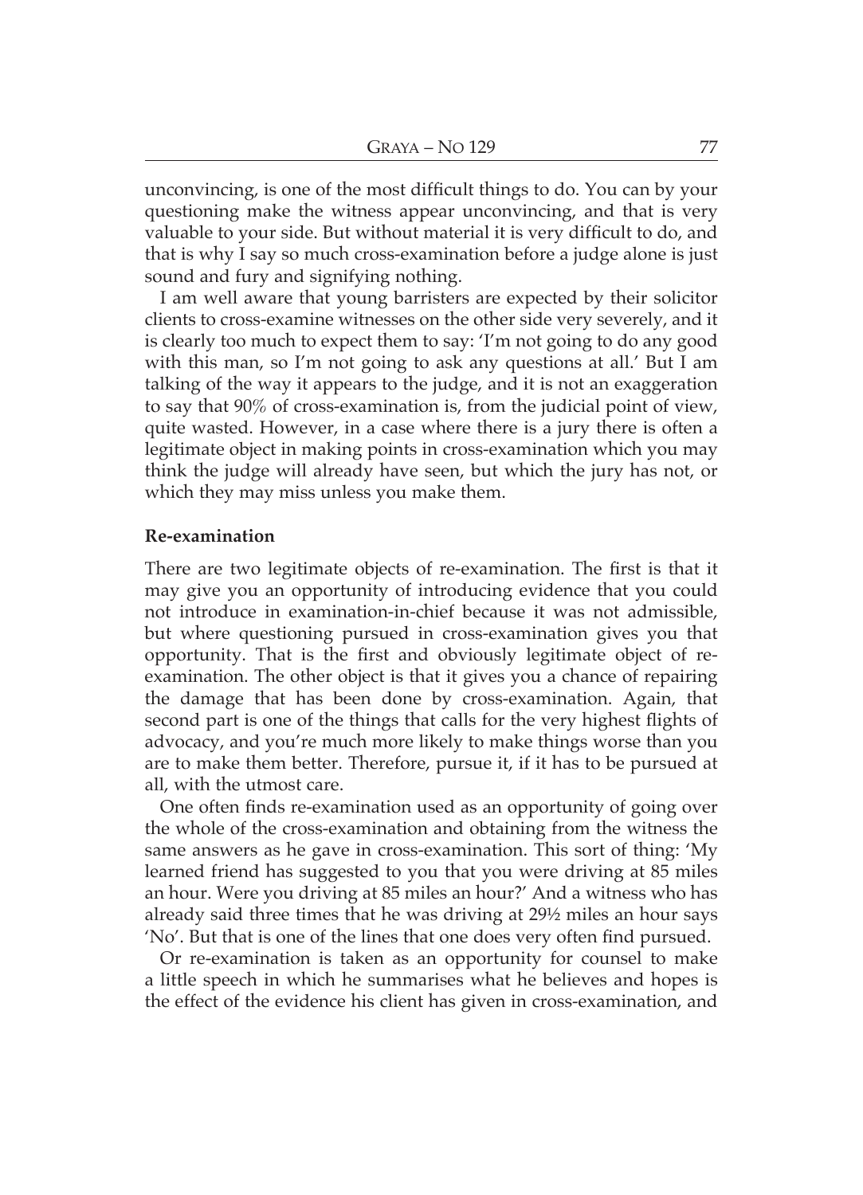unconvincing, is one of the most difficult things to do. You can by your questioning make the witness appear unconvincing, and that is very valuable to your side. But without material it is very difficult to do, and that is why I say so much cross-examination before a judge alone is just sound and fury and signifying nothing.

I am well aware that young barristers are expected by their solicitor clients to cross-examine witnesses on the other side very severely, and it is clearly too much to expect them to say: 'I'm not going to do any good with this man, so I'm not going to ask any questions at all.' But I am talking of the way it appears to the judge, and it is not an exaggeration to say that 90% of cross-examination is, from the judicial point of view, quite wasted. However, in a case where there is a jury there is often a legitimate object in making points in cross-examination which you may think the judge will already have seen, but which the jury has not, or which they may miss unless you make them.

**Re-examination**

There are two legitimate objects of re-examination. The first is that it may give you an opportunity of introducing evidence that you could not introduce in examination-in-chief because it was not admissible, but where questioning pursued in cross-examination gives you that opportunity. That is the first and obviously legitimate object of re-examination. The other object is that it gives you a chance of repairing the damage that has been done by cross-examination. Again, that second part is one of the things that calls for the very highest flights of advocacy, and you're much more likely to make things worse than you are to make them better. Therefore, pursue it, if it has to be pursued at all, with the utmost care.

One often finds re-examination used as an opportunity of going over the whole of the cross-examination and obtaining from the witness the same answers as he gave in cross-examination. This sort of thing: 'My learned friend has suggested to you that you were driving at 85 miles an hour. Were you driving at 85 miles an hour?' And a witness who has already said three times that he was driving at 29½ miles an hour says 'No'. But that is one of the lines that one does very often find pursued.

Or re-examination is taken as an opportunity for counsel to make a little speech in which he summarises what he believes and hopes is the effect of the evidence his client has given in cross-examination, and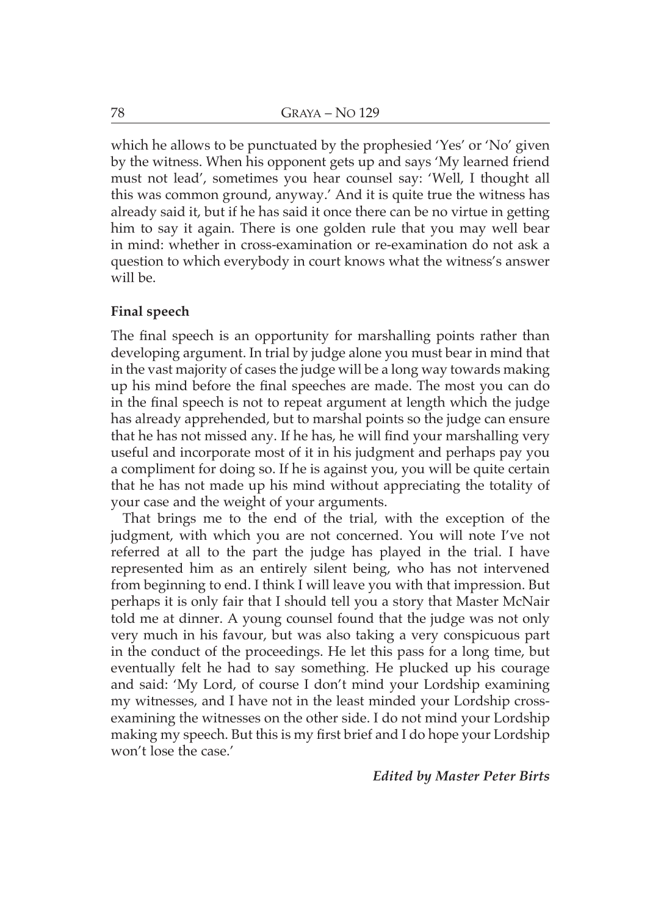which he allows to be punctuated by the prophesied 'Yes' or 'No' given by the witness. When his opponent gets up and says 'My learned friend must not lead', sometimes you hear counsel say: 'Well, I thought all this was common ground, anyway.' And it is quite true the witness has already said it, but if he has said it once there can be no virtue in getting him to say it again. There is one golden rule that you may well bear in mind: whether in cross-examination or re-examination do not ask a question to which everybody in court knows what the witness's answer will be.

**Final speech**

The final speech is an opportunity for marshalling points rather than developing argument. In trial by judge alone you must bear in mind that in the vast majority of cases the judge will be a long way towards making up his mind before the final speeches are made. The most you can do in the final speech is not to repeat argument at length which the judge has already apprehended, but to marshal points so the judge can ensure that he has not missed any. If he has, he will find your marshalling very useful and incorporate most of it in his judgment and perhaps pay you a compliment for doing so. If he is against you, you will be quite certain that he has not made up his mind without appreciating the totality of your case and the weight of your arguments.

That brings me to the end of the trial, with the exception of the judgment, with which you are not concerned. You will note I've not referred at all to the part the judge has played in the trial. I have represented him as an entirely silent being, who has not intervened from beginning to end. I think I will leave you with that impression. But perhaps it is only fair that I should tell you a story that Master McNair told me at dinner. A young counsel found that the judge was not only very much in his favour, but was also taking a very conspicuous part in the conduct of the proceedings. He let this pass for a long time, but eventually felt he had to say something. He plucked up his courage and said: 'My Lord, of course I don't mind your Lordship examining my witnesses, and I have not in the least minded your Lordship cross-examining the witnesses on the other side. I do not mind your Lordship making my speech. But this is my first brief and I do hope your Lordship won't lose the case.'

***Edited by Master Peter Birts***